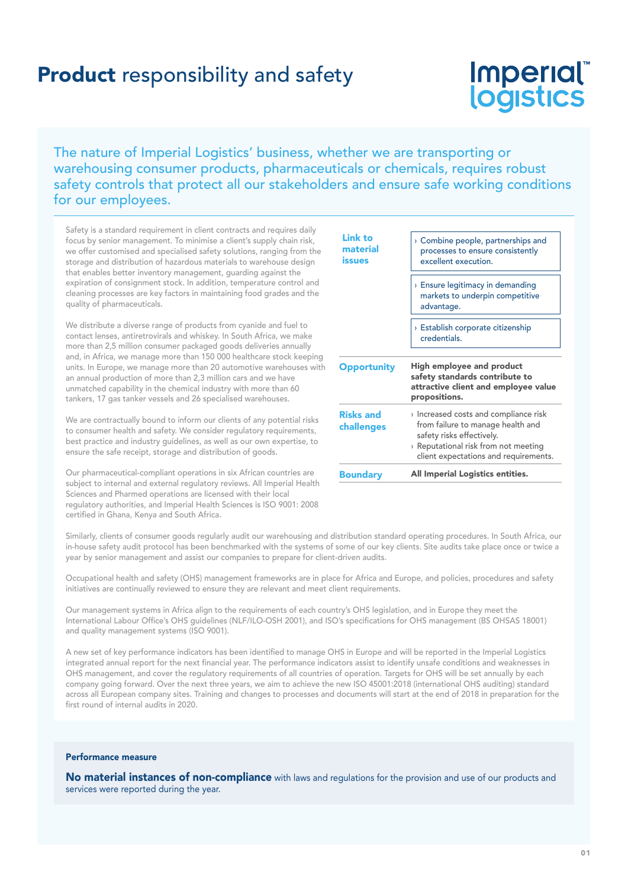# **Product** responsibility and safety

The nature of Imperial Logistics' business, whether we are transporting or warehousing consumer products, pharmaceuticals or chemicals, requires robust safety controls that protect all our stakeholders and ensure safe working conditions for our employees.

Safety is a standard requirement in client contracts and requires daily focus by senior management. To minimise a client's supply chain risk, we offer customised and specialised safety solutions, ranging from the storage and distribution of hazardous materials to warehouse design that enables better inventory management, guarding against the expiration of consignment stock. In addition, temperature control and cleaning processes are key factors in maintaining food grades and the quality of pharmaceuticals.

We distribute a diverse range of products from cyanide and fuel to contact lenses, antiretrovirals and whiskey. In South Africa, we make more than 2,5 million consumer packaged goods deliveries annually and, in Africa, we manage more than 150 000 healthcare stock keeping units. In Europe, we manage more than 20 automotive warehouses with an annual production of more than 2,3 million cars and we have unmatched capability in the chemical industry with more than 60 tankers, 17 gas tanker vessels and 26 specialised warehouses.

We are contractually bound to inform our clients of any potential risks to consumer health and safety. We consider regulatory requirements, best practice and industry guidelines, as well as our own expertise, to ensure the safe receipt, storage and distribution of goods.

Our pharmaceutical-compliant operations in six African countries are subject to internal and external regulatory reviews. All Imperial Health Sciences and Pharmed operations are licensed with their local regulatory authorities, and Imperial Health Sciences is ISO 9001: 2008 certified in Ghana, Kenya and South Africa.

| | |
|---|---|
| **Link to material issues** | › Combine people, partnerships and processes to ensure consistently excellent execution.<br>› Ensure legitimacy in demanding markets to underpin competitive advantage.<br>› Establish corporate citizenship credentials. |
| **Opportunity** | **High employee and product safety standards contribute to attractive client and employee value propositions.** |
| **Risks and challenges** | › Increased costs and compliance risk from failure to manage health and safety risks effectively.<br>› Reputational risk from not meeting client expectations and requirements. |
| **Boundary** | **All Imperial Logistics entities.** |

Similarly, clients of consumer goods regularly audit our warehousing and distribution standard operating procedures. In South Africa, our in-house safety audit protocol has been benchmarked with the systems of some of our key clients. Site audits take place once or twice a year by senior management and assist our companies to prepare for client-driven audits.

Occupational health and safety (OHS) management frameworks are in place for Africa and Europe, and policies, procedures and safety initiatives are continually reviewed to ensure they are relevant and meet client requirements.

Our management systems in Africa align to the requirements of each country's OHS legislation, and in Europe they meet the International Labour Office's OHS guidelines (NLF/ILO-OSH 2001), and ISO's specifications for OHS management (BS OHSAS 18001) and quality management systems (ISO 9001).

A new set of key performance indicators has been identified to manage OHS in Europe and will be reported in the Imperial Logistics integrated annual report for the next financial year. The performance indicators assist to identify unsafe conditions and weaknesses in OHS management, and cover the regulatory requirements of all countries of operation. Targets for OHS will be set annually by each company going forward. Over the next three years, we aim to achieve the new ISO 45001:2018 (international OHS auditing) standard across all European company sites. Training and changes to processes and documents will start at the end of 2018 in preparation for the first round of internal audits in 2020.

**Performance measure**

**No material instances of non-compliance** with laws and regulations for the provision and use of our products and services were reported during the year.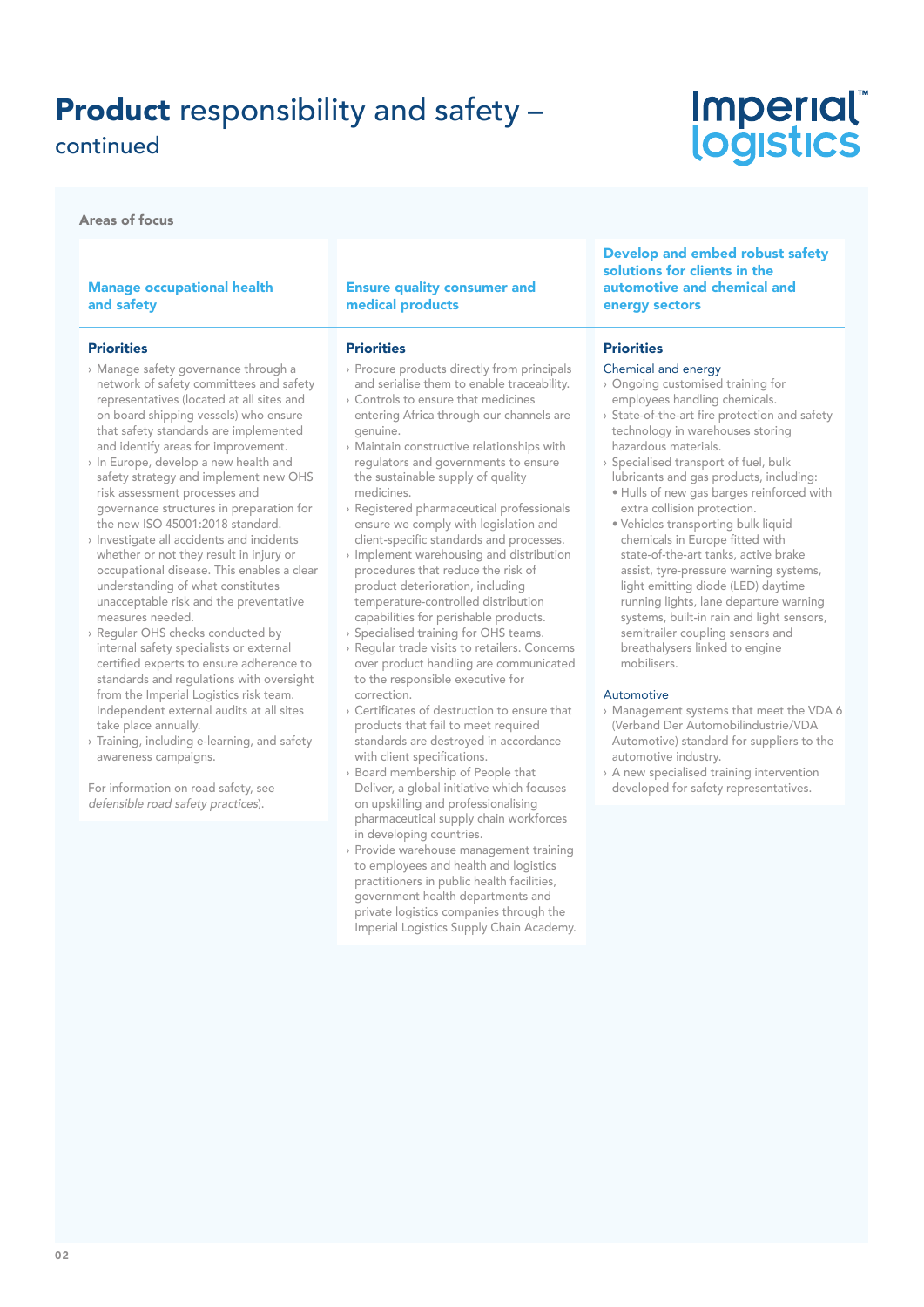# **Product** responsibility and safety – continued

## Areas of focus

### Manage occupational health and safety

#### Priorities

- Manage safety governance through a network of safety committees and safety representatives (located at all sites and on board shipping vessels) who ensure that safety standards are implemented and identify areas for improvement.
- In Europe, develop a new health and safety strategy and implement new OHS risk assessment processes and governance structures in preparation for the new ISO 45001:2018 standard.
- Investigate all accidents and incidents whether or not they result in injury or occupational disease. This enables a clear understanding of what constitutes unacceptable risk and the preventative measures needed.
- Regular OHS checks conducted by internal safety specialists or external certified experts to ensure adherence to standards and regulations with oversight from the Imperial Logistics risk team. Independent external audits at all sites take place annually.
- Training, including e-learning, and safety awareness campaigns.

For information on road safety, see *defensible road safety practices*).

### Ensure quality consumer and medical products

#### Priorities

- Procure products directly from principals and serialise them to enable traceability.
- Controls to ensure that medicines entering Africa through our channels are genuine.
- Maintain constructive relationships with regulators and governments to ensure the sustainable supply of quality medicines.
- Registered pharmaceutical professionals ensure we comply with legislation and client-specific standards and processes.
- Implement warehousing and distribution procedures that reduce the risk of product deterioration, including temperature-controlled distribution capabilities for perishable products.
- Specialised training for OHS teams.
- Regular trade visits to retailers. Concerns over product handling are communicated to the responsible executive for correction.
- Certificates of destruction to ensure that products that fail to meet required standards are destroyed in accordance with client specifications.
- Board membership of People that Deliver, a global initiative which focuses on upskilling and professionalising pharmaceutical supply chain workforces in developing countries.
- Provide warehouse management training to employees and health and logistics practitioners in public health facilities, government health departments and private logistics companies through the Imperial Logistics Supply Chain Academy.

### Develop and embed robust safety solutions for clients in the automotive and chemical and energy sectors

#### Priorities

Chemical and energy

- Ongoing customised training for employees handling chemicals.
- State-of-the-art fire protection and safety technology in warehouses storing hazardous materials.
- Specialised transport of fuel, bulk lubricants and gas products, including:
  - Hulls of new gas barges reinforced with extra collision protection.
  - Vehicles transporting bulk liquid chemicals in Europe fitted with state-of-the-art tanks, active brake assist, tyre-pressure warning systems, light emitting diode (LED) daytime running lights, lane departure warning systems, built-in rain and light sensors, semitrailer coupling sensors and breathalysers linked to engine mobilisers.

Automotive

- Management systems that meet the VDA 6 (Verband Der Automobilindustrie/VDA Automotive) standard for suppliers to the automotive industry.
- A new specialised training intervention developed for safety representatives.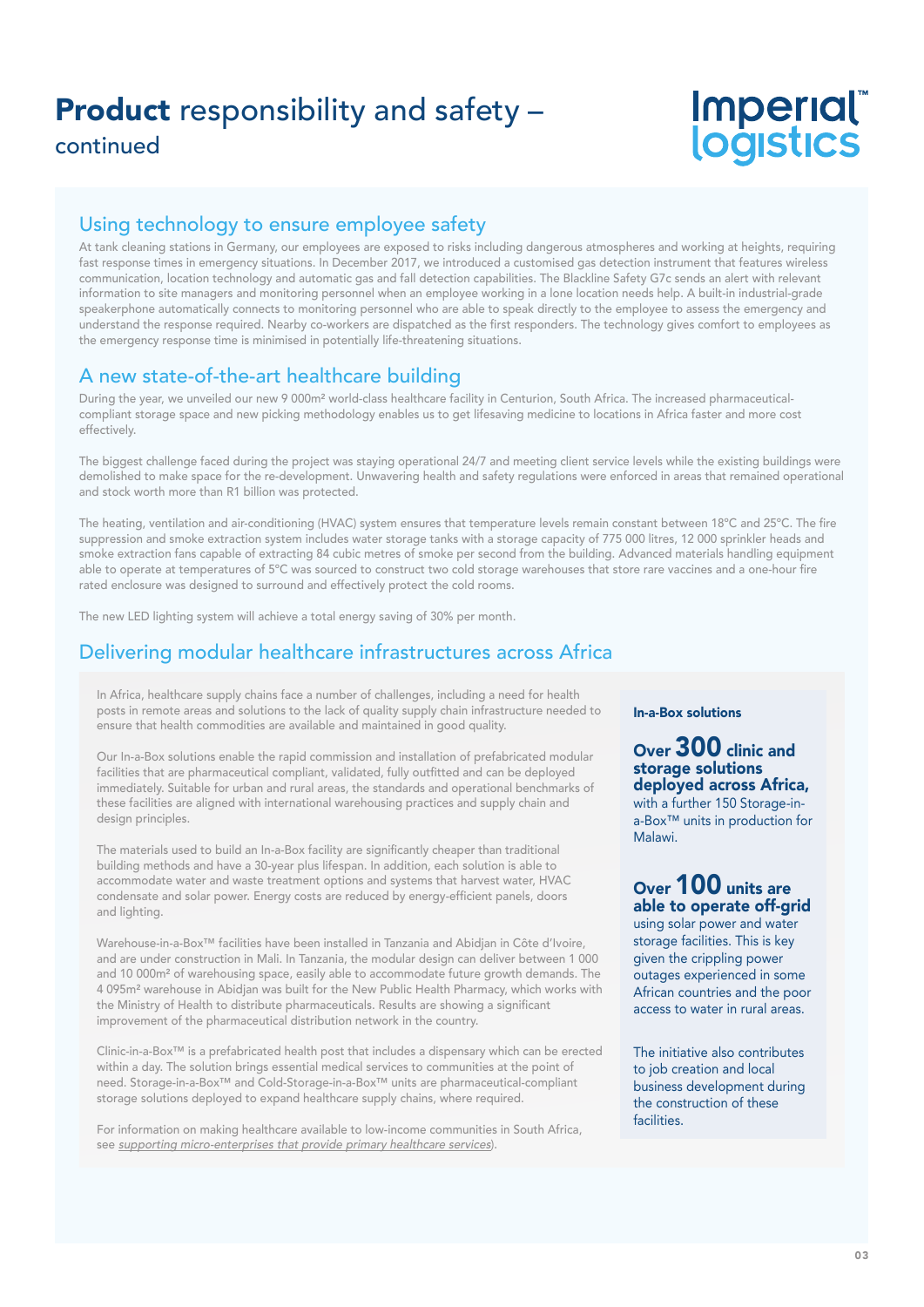# **Product** responsibility and safety – continued

## Using technology to ensure employee safety

At tank cleaning stations in Germany, our employees are exposed to risks including dangerous atmospheres and working at heights, requiring fast response times in emergency situations. In December 2017, we introduced a customised gas detection instrument that features wireless communication, location technology and automatic gas and fall detection capabilities. The Blackline Safety G7c sends an alert with relevant information to site managers and monitoring personnel when an employee working in a lone location needs help. A built-in industrial-grade speakerphone automatically connects to monitoring personnel who are able to speak directly to the employee to assess the emergency and understand the response required. Nearby co-workers are dispatched as the first responders. The technology gives comfort to employees as the emergency response time is minimised in potentially life-threatening situations.

## A new state-of-the-art healthcare building

During the year, we unveiled our new 9 000m² world-class healthcare facility in Centurion, South Africa. The increased pharmaceutical-compliant storage space and new picking methodology enables us to get lifesaving medicine to locations in Africa faster and more cost effectively.

The biggest challenge faced during the project was staying operational 24/7 and meeting client service levels while the existing buildings were demolished to make space for the re-development. Unwavering health and safety regulations were enforced in areas that remained operational and stock worth more than R1 billion was protected.

The heating, ventilation and air-conditioning (HVAC) system ensures that temperature levels remain constant between 18°C and 25°C. The fire suppression and smoke extraction system includes water storage tanks with a storage capacity of 775 000 litres, 12 000 sprinkler heads and smoke extraction fans capable of extracting 84 cubic metres of smoke per second from the building. Advanced materials handling equipment able to operate at temperatures of 5°C was sourced to construct two cold storage warehouses that store rare vaccines and a one-hour fire rated enclosure was designed to surround and effectively protect the cold rooms.

The new LED lighting system will achieve a total energy saving of 30% per month.

## Delivering modular healthcare infrastructures across Africa

In Africa, healthcare supply chains face a number of challenges, including a need for health posts in remote areas and solutions to the lack of quality supply chain infrastructure needed to ensure that health commodities are available and maintained in good quality.

Our In-a-Box solutions enable the rapid commission and installation of prefabricated modular facilities that are pharmaceutical compliant, validated, fully outfitted and can be deployed immediately. Suitable for urban and rural areas, the standards and operational benchmarks of these facilities are aligned with international warehousing practices and supply chain and design principles.

The materials used to build an In-a-Box facility are significantly cheaper than traditional building methods and have a 30-year plus lifespan. In addition, each solution is able to accommodate water and waste treatment options and systems that harvest water, HVAC condensate and solar power. Energy costs are reduced by energy-efficient panels, doors and lighting.

Warehouse-in-a-Box™ facilities have been installed in Tanzania and Abidjan in Côte d'Ivoire, and are under construction in Mali. In Tanzania, the modular design can deliver between 1 000 and 10 000m² of warehousing space, easily able to accommodate future growth demands. The 4 095m² warehouse in Abidjan was built for the New Public Health Pharmacy, which works with the Ministry of Health to distribute pharmaceuticals. Results are showing a significant improvement of the pharmaceutical distribution network in the country.

Clinic-in-a-Box™ is a prefabricated health post that includes a dispensary which can be erected within a day. The solution brings essential medical services to communities at the point of need. Storage-in-a-Box™ and Cold-Storage-in-a-Box™ units are pharmaceutical-compliant storage solutions deployed to expand healthcare supply chains, where required.

For information on making healthcare available to low-income communities in South Africa, see *supporting micro-enterprises that provide primary healthcare services*).

**In-a-Box solutions**

**Over 300 clinic and storage solutions deployed across Africa,** with a further 150 Storage-in-a-Box™ units in production for Malawi.

**Over 100 units are able to operate off-grid** using solar power and water storage facilities. This is key given the crippling power outages experienced in some African countries and the poor access to water in rural areas.

The initiative also contributes to job creation and local business development during the construction of these facilities.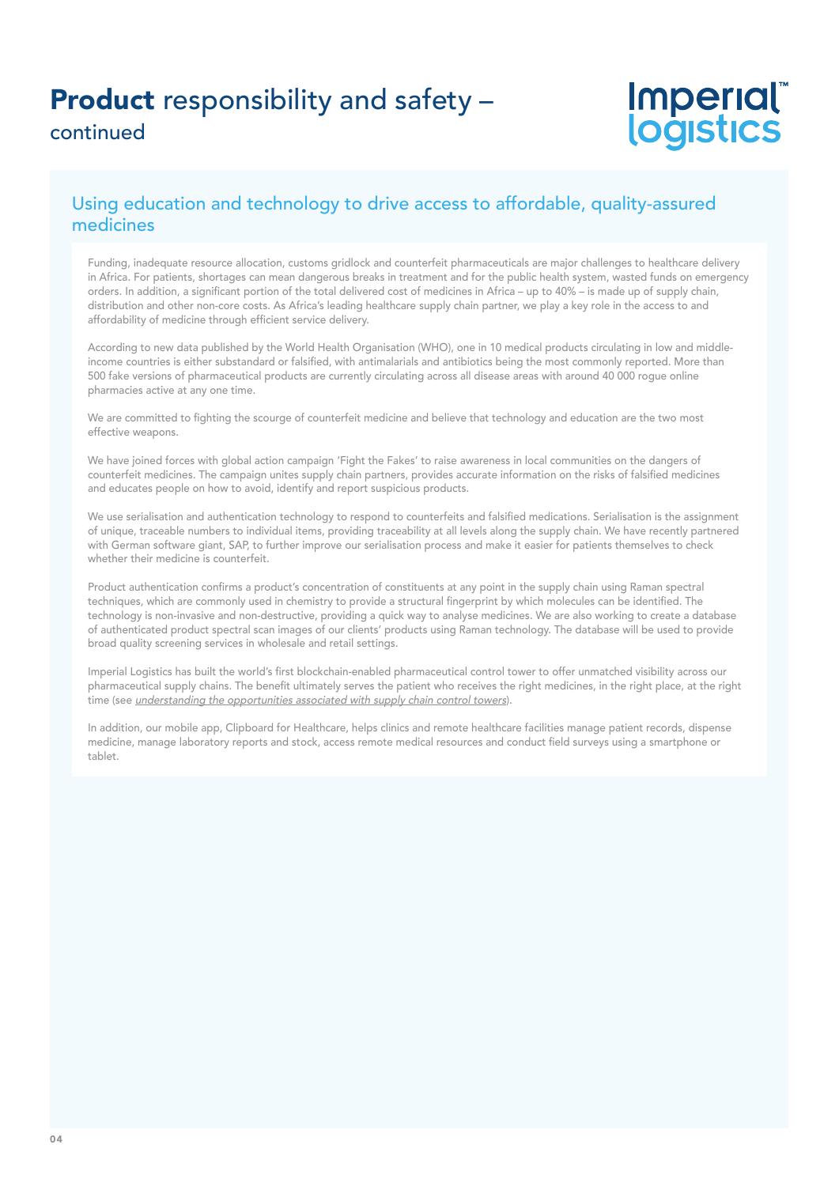# **Product** responsibility and safety – continued

## Using education and technology to drive access to affordable, quality-assured medicines

Funding, inadequate resource allocation, customs gridlock and counterfeit pharmaceuticals are major challenges to healthcare delivery in Africa. For patients, shortages can mean dangerous breaks in treatment and for the public health system, wasted funds on emergency orders. In addition, a significant portion of the total delivered cost of medicines in Africa – up to 40% – is made up of supply chain, distribution and other non-core costs. As Africa's leading healthcare supply chain partner, we play a key role in the access to and affordability of medicine through efficient service delivery.

According to new data published by the World Health Organisation (WHO), one in 10 medical products circulating in low and middle-income countries is either substandard or falsified, with antimalarials and antibiotics being the most commonly reported. More than 500 fake versions of pharmaceutical products are currently circulating across all disease areas with around 40 000 rogue online pharmacies active at any one time.

We are committed to fighting the scourge of counterfeit medicine and believe that technology and education are the two most effective weapons.

We have joined forces with global action campaign 'Fight the Fakes' to raise awareness in local communities on the dangers of counterfeit medicines. The campaign unites supply chain partners, provides accurate information on the risks of falsified medicines and educates people on how to avoid, identify and report suspicious products.

We use serialisation and authentication technology to respond to counterfeits and falsified medications. Serialisation is the assignment of unique, traceable numbers to individual items, providing traceability at all levels along the supply chain. We have recently partnered with German software giant, SAP, to further improve our serialisation process and make it easier for patients themselves to check whether their medicine is counterfeit.

Product authentication confirms a product's concentration of constituents at any point in the supply chain using Raman spectral techniques, which are commonly used in chemistry to provide a structural fingerprint by which molecules can be identified. The technology is non-invasive and non-destructive, providing a quick way to analyse medicines. We are also working to create a database of authenticated product spectral scan images of our clients' products using Raman technology. The database will be used to provide broad quality screening services in wholesale and retail settings.

Imperial Logistics has built the world's first blockchain-enabled pharmaceutical control tower to offer unmatched visibility across our pharmaceutical supply chains. The benefit ultimately serves the patient who receives the right medicines, in the right place, at the right time (see *understanding the opportunities associated with supply chain control towers*).

In addition, our mobile app, Clipboard for Healthcare, helps clinics and remote healthcare facilities manage patient records, dispense medicine, manage laboratory reports and stock, access remote medical resources and conduct field surveys using a smartphone or tablet.